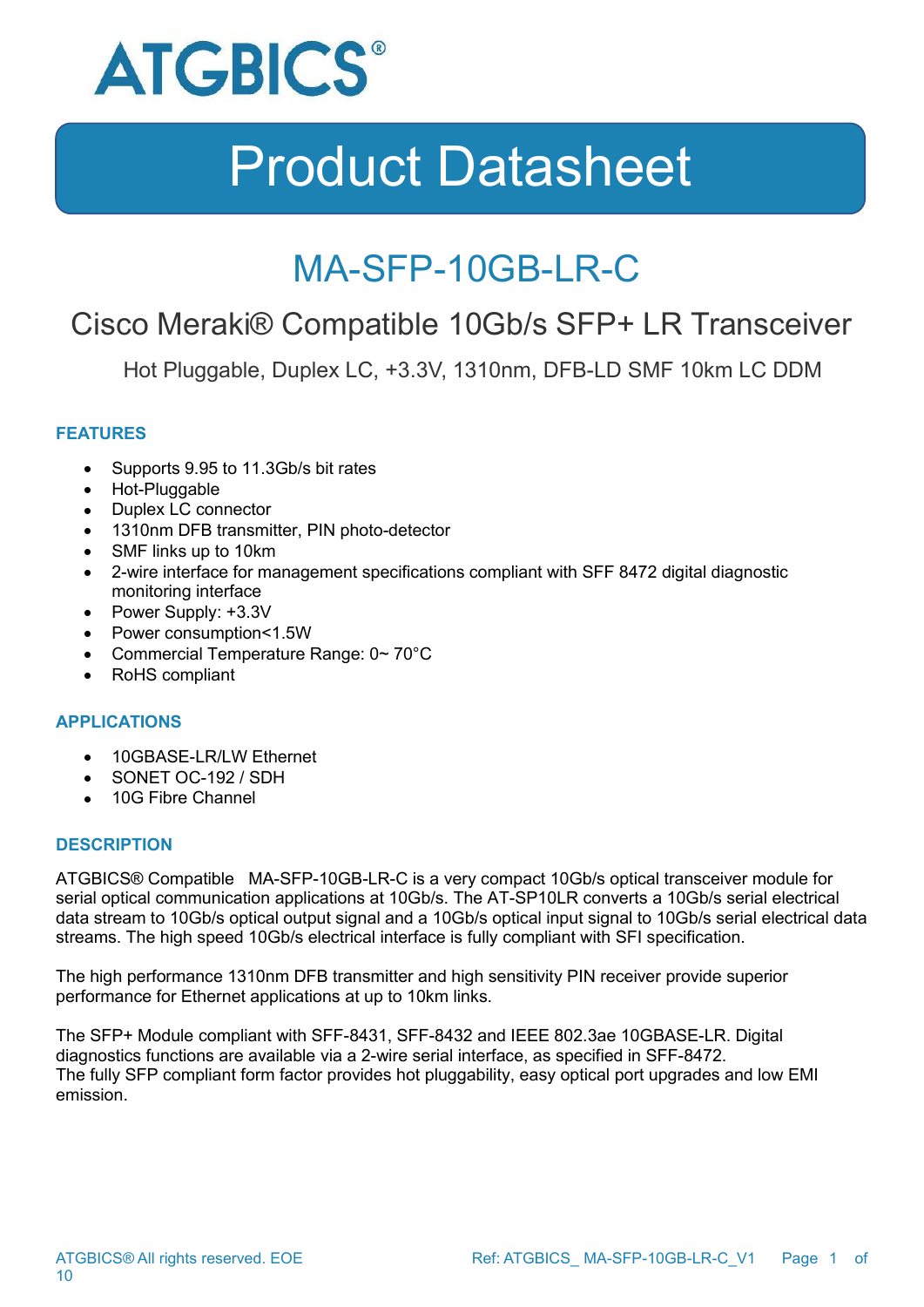ATGBICS®

# Product Datasheet

## MA-SFP-10GB-LR-C

### Cisco Meraki® Compatible 10Gb/s SFP+ LR Transceiver

Hot Pluggable, Duplex LC, +3.3V, 1310nm, DFB-LD SMF 10km LC DDM

#### FEATURES

- Supports 9.95 to 11.3Gb/s bit rates
- Hot-Pluggable
- Duplex LC connector
- 1310nm DFB transmitter, PIN photo-detector
- SMF links up to 10km
- 2-wire interface for management specifications compliant with SFF 8472 digital diagnostic monitoring interface
- Power Supply: +3.3V
- Power consumption<1.5W
- Commercial Temperature Range: 0~ 70°C
- RoHS compliant

#### APPLICATIONS

- 10GBASE-LR/LW Ethernet
- SONET OC-192 / SDH
- 10G Fibre Channel

#### DESCRIPTION

ATGBICS® Compatible MA-SFP-10GB-LR-C is a very compact 10Gb/s optical transceiver module for serial optical communication applications at 10Gb/s. The AT-SP10LR converts a 10Gb/s serial electrical data stream to 10Gb/s optical output signal and a 10Gb/s optical input signal to 10Gb/s serial electrical data streams. The high speed 10Gb/s electrical interface is fully compliant with SFI specification.

The high performance 1310nm DFB transmitter and high sensitivity PIN receiver provide superior performance for Ethernet applications at up to 10km links.

The SFP+ Module compliant with SFF-8431, SFF-8432 and IEEE 802.3ae 10GBASE-LR. Digital diagnostics functions are available via a 2-wire serial interface, as specified in SFF-8472.
The fully SFP compliant form factor provides hot pluggability, easy optical port upgrades and low EMI emission.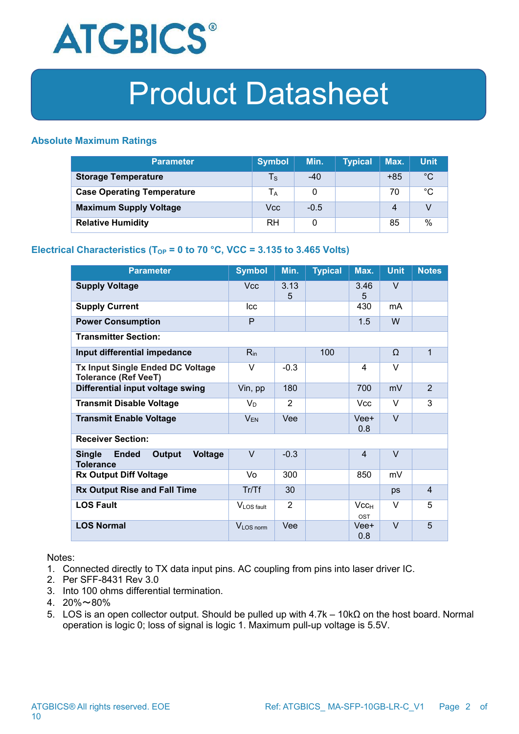# Product Datasheet

### Absolute Maximum Ratings

| Parameter | Symbol | Min. | Typical | Max. | Unit |
|---|---|---|---|---|---|
| **Storage Temperature** | $T_S$ | -40 | | +85 | °C |
| **Case Operating Temperature** | $T_A$ | 0 | | 70 | °C |
| **Maximum Supply Voltage** | Vcc | -0.5 | | 4 | V |
| **Relative Humidity** | RH | 0 | | 85 | % |

### Electrical Characteristics ($T_{OP}$ = 0 to 70 °C, VCC = 3.135 to 3.465 Volts)

| Parameter | Symbol | Min. | Typical | Max. | Unit | Notes |
|---|---|---|---|---|---|---|
| **Supply Voltage** | Vcc | 3.135 | | 3.465 | V | |
| **Supply Current** | Icc | | | 430 | mA | |
| **Power Consumption** | P | | | 1.5 | W | |
| **Transmitter Section:** | | | | | | |
| **Input differential impedance** | $R_{in}$ | | 100 | | Ω | 1 |
| **Tx Input Single Ended DC Voltage Tolerance (Ref VeeT)** | V | -0.3 | | 4 | V | |
| **Differential input voltage swing** | Vin, pp | 180 | | 700 | mV | 2 |
| **Transmit Disable Voltage** | $V_D$ | 2 | | Vcc | V | 3 |
| **Transmit Enable Voltage** | $V_{EN}$ | Vee | | Vee+ 0.8 | V | |
| **Receiver Section:** | | | | | | |
| **Single Ended Output Voltage Tolerance** | V | -0.3 | | 4 | V | |
| **Rx Output Diff Voltage** | Vo | 300 | | 850 | mV | |
| **Rx Output Rise and Fall Time** | Tr/Tf | 30 | | | ps | 4 |
| **LOS Fault** | $V_{LOS\ fault}$ | 2 | | $Vcc_{HOST}$ | V | 5 |
| **LOS Normal** | $V_{LOS\ norm}$ | Vee | | Vee+ 0.8 | V | 5 |

Notes:

1. Connected directly to TX data input pins. AC coupling from pins into laser driver IC.
2. Per SFF-8431 Rev 3.0
3. Into 100 ohms differential termination.
4. 20%～80%
5. LOS is an open collector output. Should be pulled up with 4.7k – 10kΩ on the host board. Normal operation is logic 0; loss of signal is logic 1. Maximum pull-up voltage is 5.5V.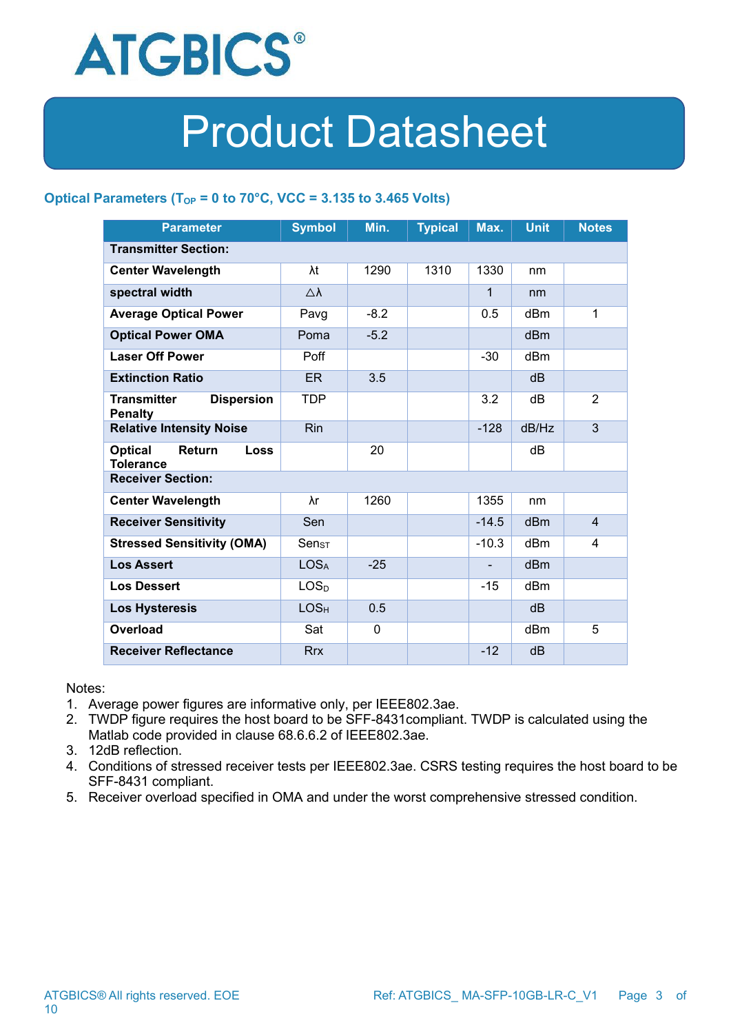## Optical Parameters ($T_{OP}$ = 0 to 70°C, VCC = 3.135 to 3.465 Volts)

| Parameter | Symbol | Min. | Typical | Max. | Unit | Notes |
|---|---|---|---|---|---|---|
| **Transmitter Section:** | | | | | | |
| **Center Wavelength** | λt | 1290 | 1310 | 1330 | nm | |
| **spectral width** | △λ | | | 1 | nm | |
| **Average Optical Power** | Pavg | -8.2 | | 0.5 | dBm | 1 |
| **Optical Power OMA** | Poma | -5.2 | | | dBm | |
| **Laser Off Power** | Poff | | | -30 | dBm | |
| **Extinction Ratio** | ER | 3.5 | | | dB | |
| **Transmitter Dispersion Penalty** | TDP | | | 3.2 | dB | 2 |
| **Relative Intensity Noise** | Rin | | | -128 | dB/Hz | 3 |
| **Optical Return Loss Tolerance** | | 20 | | | dB | |
| **Receiver Section:** | | | | | | |
| **Center Wavelength** | λr | 1260 | | 1355 | nm | |
| **Receiver Sensitivity** | Sen | | | -14.5 | dBm | 4 |
| **Stressed Sensitivity (OMA)** | $Sen_{ST}$ | | | -10.3 | dBm | 4 |
| **Los Assert** | $LOS_A$ | -25 | | - | dBm | |
| **Los Dessert** | $LOS_D$ | | | -15 | dBm | |
| **Los Hysteresis** | $LOS_H$ | 0.5 | | | dB | |
| **Overload** | Sat | 0 | | | dBm | 5 |
| **Receiver Reflectance** | Rrx | | | -12 | dB | |

Notes:

1. Average power figures are informative only, per IEEE802.3ae.
2. TWDP figure requires the host board to be SFF-8431compliant. TWDP is calculated using the Matlab code provided in clause 68.6.6.2 of IEEE802.3ae.
3. 12dB reflection.
4. Conditions of stressed receiver tests per IEEE802.3ae. CSRS testing requires the host board to be SFF-8431 compliant.
5. Receiver overload specified in OMA and under the worst comprehensive stressed condition.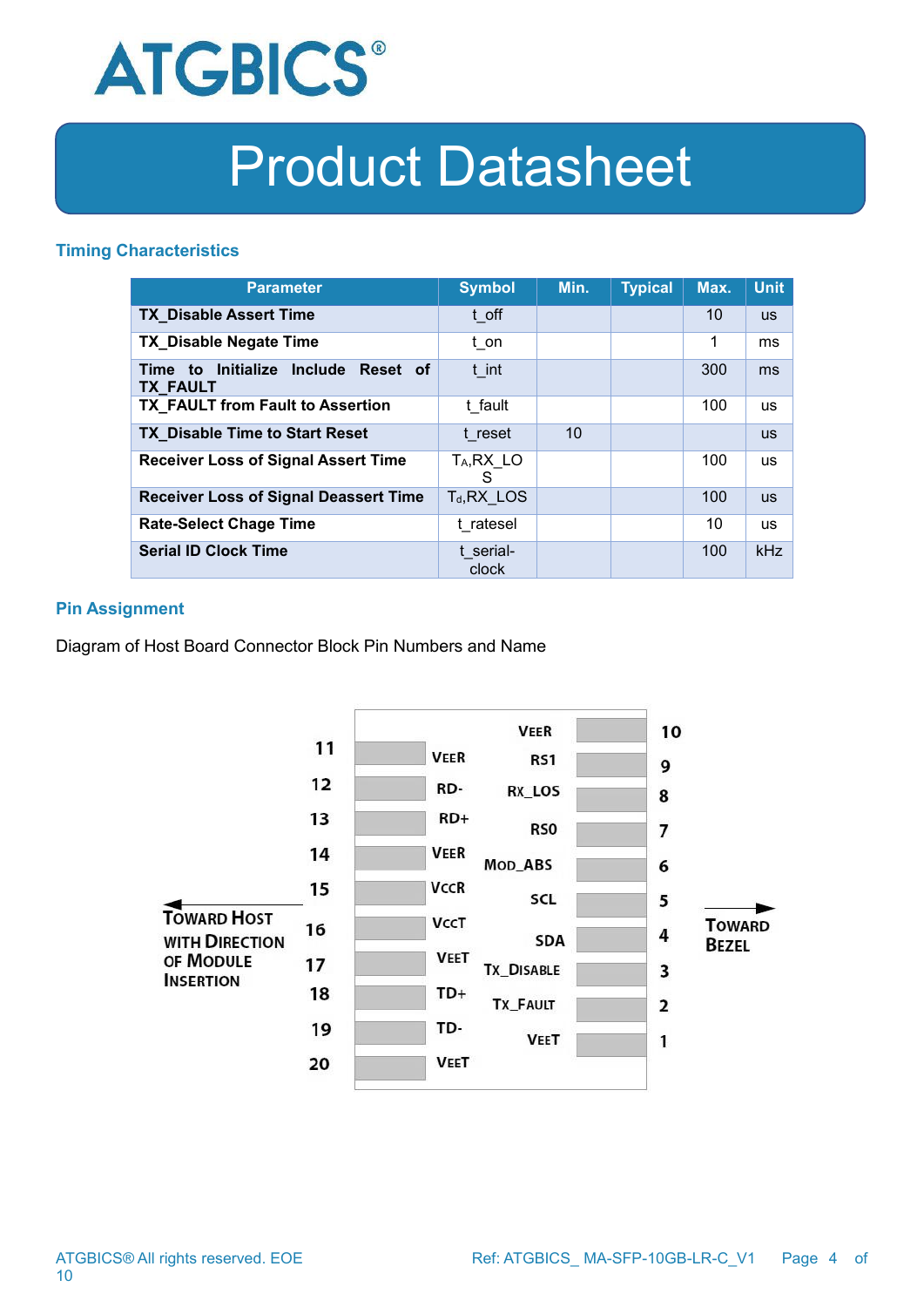## Timing Characteristics

| Parameter | Symbol | Min. | Typical | Max. | Unit |
|---|---|---|---|---|---|
| **TX_Disable Assert Time** | t_off | | | 10 | us |
| **TX_Disable Negate Time** | t_on | | | 1 | ms |
| **Time to Initialize Include Reset of TX_FAULT** | t_int | | | 300 | ms |
| **TX_FAULT from Fault to Assertion** | t_fault | | | 100 | us |
| **TX_Disable Time to Start Reset** | t_reset | 10 | | | us |
| **Receiver Loss of Signal Assert Time** | $T_A$,RX_LOS | | | 100 | us |
| **Receiver Loss of Signal Deassert Time** | $T_d$,RX_LOS | | | 100 | us |
| **Rate-Select Chage Time** | t_ratesel | | | 10 | us |
| **Serial ID Clock Time** | t_serial-clock | | | 100 | kHz |

## Pin Assignment

Diagram of Host Board Connector Block Pin Numbers and Name

| Pin | Name | Pin | Name |
|---|---|---|---|
| 11 | VEER | 10 | VEER |
| 12 | RD- | 9 | RS1 |
| 13 | RD+ | 8 | RX_LOS |
| 14 | VEER | 7 | RS0 |
| 15 | VCCR | 6 | MOD_ABS |
| 16 | VCCT | 5 | SCL |
| 17 | VEET | 4 | SDA |
| 18 | TD+ | 3 | TX_DISABLE |
| 19 | TD- | 2 | TX_FAULT |
| 20 | VEET | 1 | VEET |

← TOWARD HOST WITH DIRECTION OF MODULE INSERTION

TOWARD BEZEL →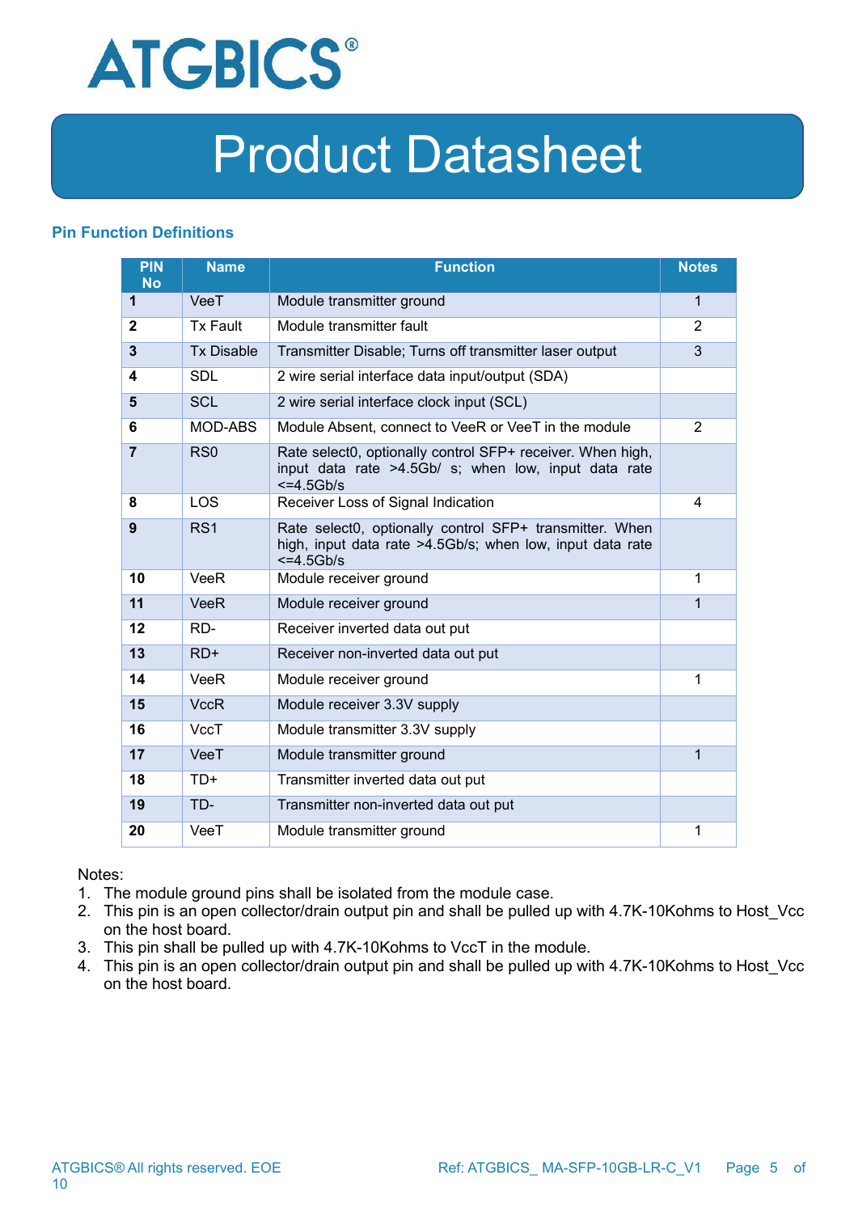## Pin Function Definitions

| PIN No | Name | Function | Notes |
|---|---|---|---|
| **1** | VeeT | Module transmitter ground | 1 |
| **2** | Tx Fault | Module transmitter fault | 2 |
| **3** | Tx Disable | Transmitter Disable; Turns off transmitter laser output | 3 |
| **4** | SDL | 2 wire serial interface data input/output (SDA) | |
| **5** | SCL | 2 wire serial interface clock input (SCL) | |
| **6** | MOD-ABS | Module Absent, connect to VeeR or VeeT in the module | 2 |
| **7** | RS0 | Rate select0, optionally control SFP+ receiver. When high, input data rate >4.5Gb/ s; when low, input data rate <=4.5Gb/s | |
| **8** | LOS | Receiver Loss of Signal Indication | 4 |
| **9** | RS1 | Rate select0, optionally control SFP+ transmitter. When high, input data rate >4.5Gb/s; when low, input data rate <=4.5Gb/s | |
| **10** | VeeR | Module receiver ground | 1 |
| **11** | VeeR | Module receiver ground | 1 |
| **12** | RD- | Receiver inverted data out put | |
| **13** | RD+ | Receiver non-inverted data out put | |
| **14** | VeeR | Module receiver ground | 1 |
| **15** | VccR | Module receiver 3.3V supply | |
| **16** | VccT | Module transmitter 3.3V supply | |
| **17** | VeeT | Module transmitter ground | 1 |
| **18** | TD+ | Transmitter inverted data out put | |
| **19** | TD- | Transmitter non-inverted data out put | |
| **20** | VeeT | Module transmitter ground | 1 |

Notes:

1. The module ground pins shall be isolated from the module case.
2. This pin is an open collector/drain output pin and shall be pulled up with 4.7K-10Kohms to Host_Vcc on the host board.
3. This pin shall be pulled up with 4.7K-10Kohms to VccT in the module.
4. This pin is an open collector/drain output pin and shall be pulled up with 4.7K-10Kohms to Host_Vcc on the host board.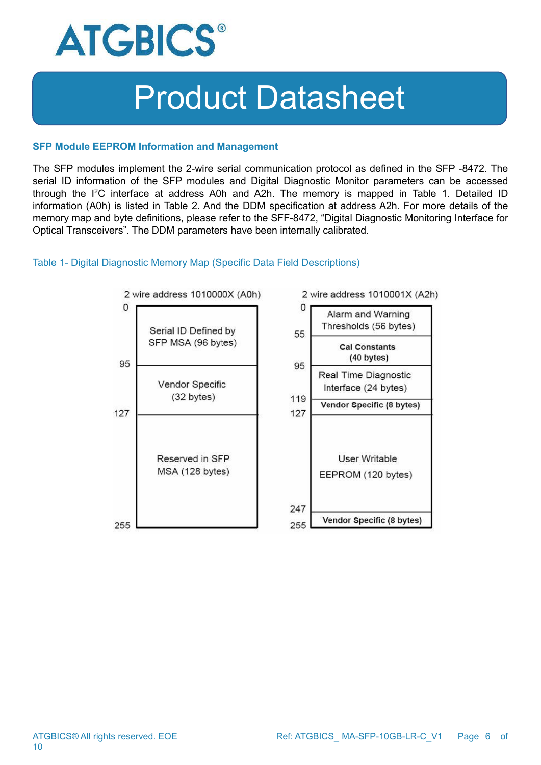## SFP Module EEPROM Information and Management

The SFP modules implement the 2-wire serial communication protocol as defined in the SFP -8472. The serial ID information of the SFP modules and Digital Diagnostic Monitor parameters can be accessed through the I[2]C interface at address A0h and A2h. The memory is mapped in Table 1. Detailed ID information (A0h) is listed in Table 2. And the DDM specification at address A2h. For more details of the memory map and byte definitions, please refer to the SFF-8472, “Digital Diagnostic Monitoring Interface for Optical Transceivers”. The DDM parameters have been internally calibrated.

Table 1- Digital Diagnostic Memory Map (Specific Data Field Descriptions)

**2 wire address 1010000X (A0h)**

| Address | Content |
|---|---|
| 0–95 | Serial ID Defined by SFP MSA (96 bytes) |
| 95–127 | Vendor Specific (32 bytes) |
| 127–255 | Reserved in SFP MSA (128 bytes) |

**2 wire address 1010001X (A2h)**

| Address | Content |
|---|---|
| 0–55 | Alarm and Warning Thresholds (56 bytes) |
| 55–95 | Cal Constants (40 bytes) |
| 95–119 | Real Time Diagnostic Interface (24 bytes) |
| 119–127 | Vendor Specific (8 bytes) |
| 127–247 | User Writable EEPROM (120 bytes) |
| 247–255 | Vendor Specific (8 bytes) |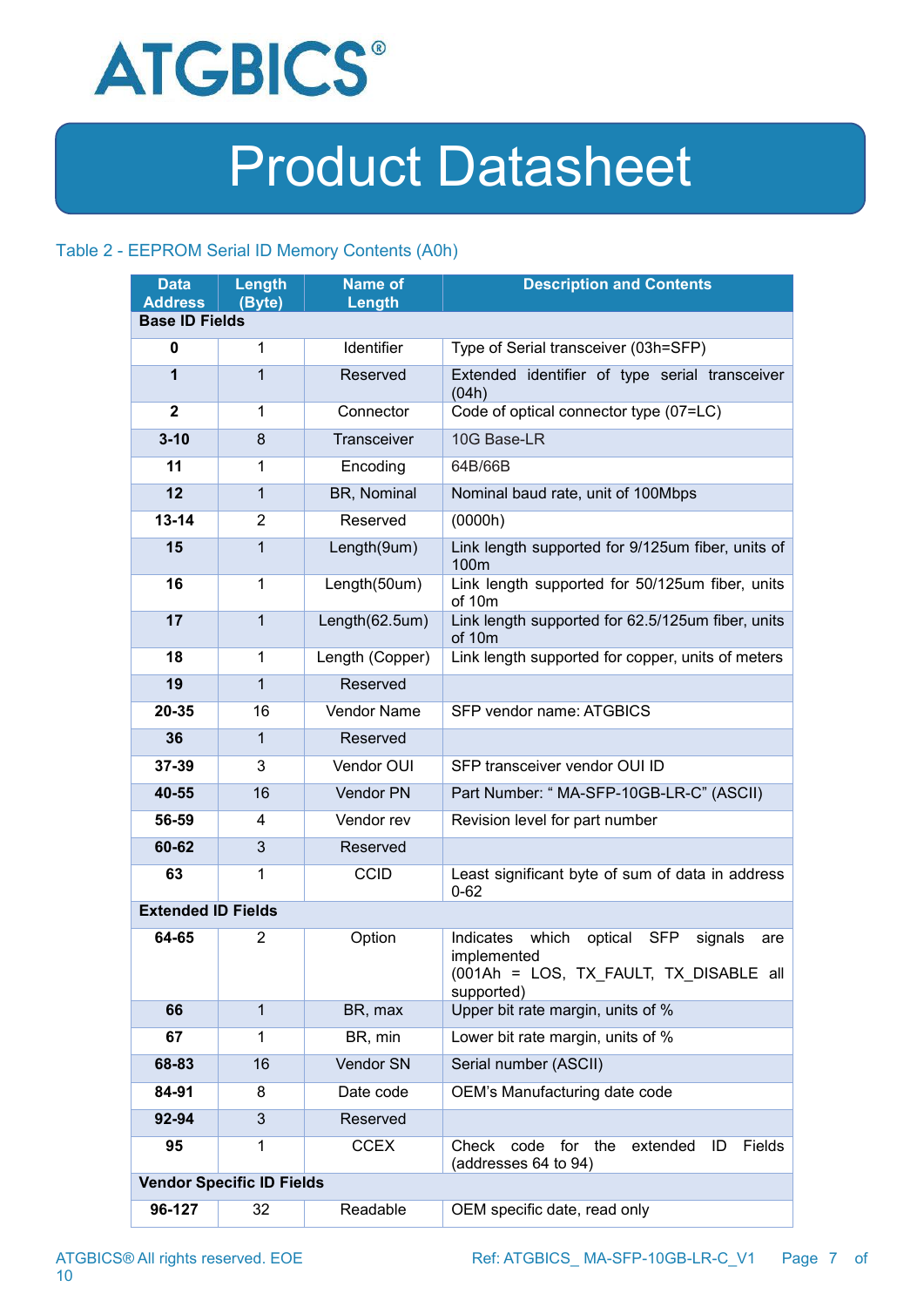Table 2 - EEPROM Serial ID Memory Contents (A0h)

| Data Address | Length (Byte) | Name of Length | Description and Contents |
|---|---|---|---|
| **Base ID Fields** | | | |
| **0** | 1 | Identifier | Type of Serial transceiver (03h=SFP) |
| **1** | 1 | Reserved | Extended identifier of type serial transceiver (04h) |
| **2** | 1 | Connector | Code of optical connector type (07=LC) |
| **3-10** | 8 | Transceiver | 10G Base-LR |
| **11** | 1 | Encoding | 64B/66B |
| **12** | 1 | BR, Nominal | Nominal baud rate, unit of 100Mbps |
| **13-14** | 2 | Reserved | (0000h) |
| **15** | 1 | Length(9um) | Link length supported for 9/125um fiber, units of 100m |
| **16** | 1 | Length(50um) | Link length supported for 50/125um fiber, units of 10m |
| **17** | 1 | Length(62.5um) | Link length supported for 62.5/125um fiber, units of 10m |
| **18** | 1 | Length (Copper) | Link length supported for copper, units of meters |
| **19** | 1 | Reserved | |
| **20-35** | 16 | Vendor Name | SFP vendor name: ATGBICS |
| **36** | 1 | Reserved | |
| **37-39** | 3 | Vendor OUI | SFP transceiver vendor OUI ID |
| **40-55** | 16 | Vendor PN | Part Number: " MA-SFP-10GB-LR-C" (ASCII) |
| **56-59** | 4 | Vendor rev | Revision level for part number |
| **60-62** | 3 | Reserved | |
| **63** | 1 | CCID | Least significant byte of sum of data in address 0-62 |
| **Extended ID Fields** | | | |
| **64-65** | 2 | Option | Indicates which optical SFP signals are implemented (001Ah = LOS, TX_FAULT, TX_DISABLE all supported) |
| **66** | 1 | BR, max | Upper bit rate margin, units of % |
| **67** | 1 | BR, min | Lower bit rate margin, units of % |
| **68-83** | 16 | Vendor SN | Serial number (ASCII) |
| **84-91** | 8 | Date code | OEM's Manufacturing date code |
| **92-94** | 3 | Reserved | |
| **95** | 1 | CCEX | Check code for the extended ID Fields (addresses 64 to 94) |
| **Vendor Specific ID Fields** | | | |
| **96-127** | 32 | Readable | OEM specific date, read only |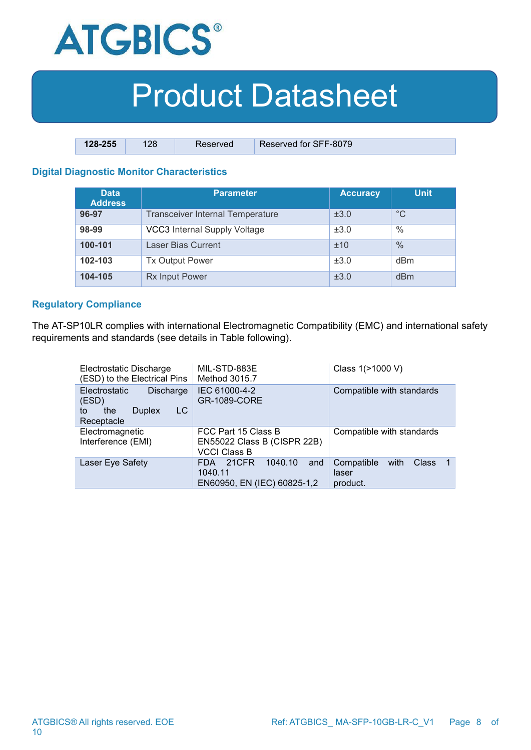| 128-255 | 128 | Reserved | Reserved for SFF-8079 |
|---|---|---|---|

## Digital Diagnostic Monitor Characteristics

| Data Address | Parameter | Accuracy | Unit |
|---|---|---|---|
| **96-97** | Transceiver Internal Temperature | ±3.0 | °C |
| **98-99** | VCC3 Internal Supply Voltage | ±3.0 | % |
| **100-101** | Laser Bias Current | ±10 | % |
| **102-103** | Tx Output Power | ±3.0 | dBm |
| **104-105** | Rx Input Power | ±3.0 | dBm |

## Regulatory Compliance

The AT-SP10LR complies with international Electromagnetic Compatibility (EMC) and international safety requirements and standards (see details in Table following).

| | | |
|---|---|---|
| Electrostatic Discharge (ESD) to the Electrical Pins | MIL-STD-883E Method 3015.7 | Class 1(>1000 V) |
| Electrostatic Discharge (ESD) to the Duplex LC Receptacle | IEC 61000-4-2 GR-1089-CORE | Compatible with standards |
| Electromagnetic Interference (EMI) | FCC Part 15 Class B EN55022 Class B (CISPR 22B) VCCI Class B | Compatible with standards |
| Laser Eye Safety | FDA 21CFR 1040.10 and 1040.11 EN60950, EN (IEC) 60825-1,2 | Compatible with Class 1 laser product. |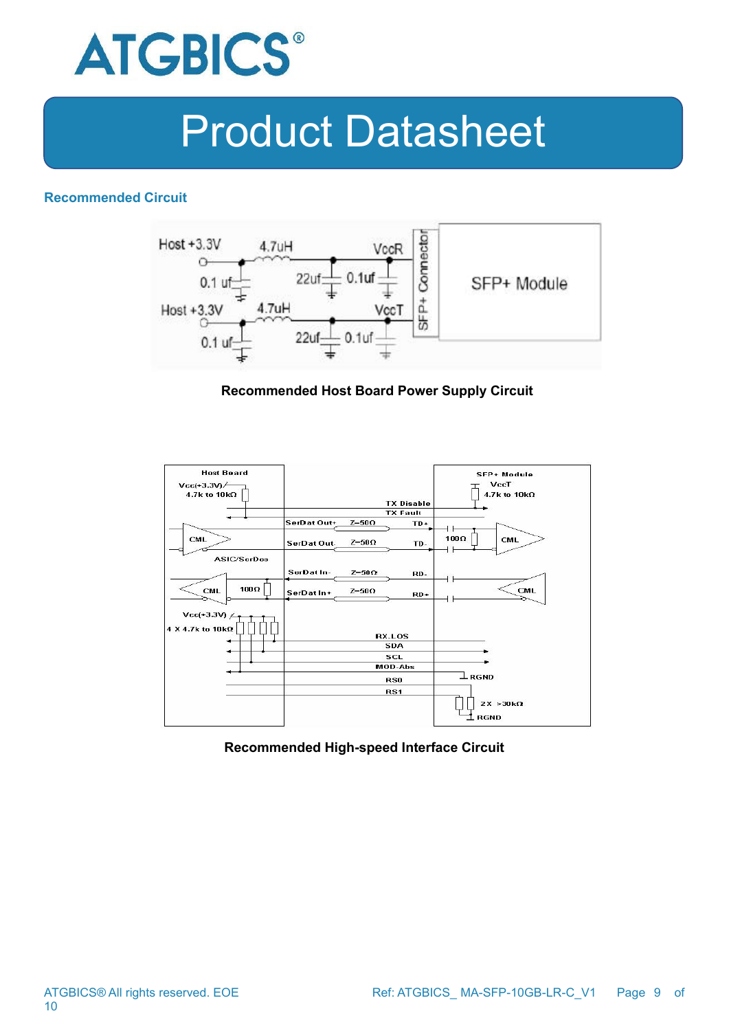## Recommended Circuit

**Recommended Host Board Power Supply Circuit**

**Recommended High-speed Interface Circuit**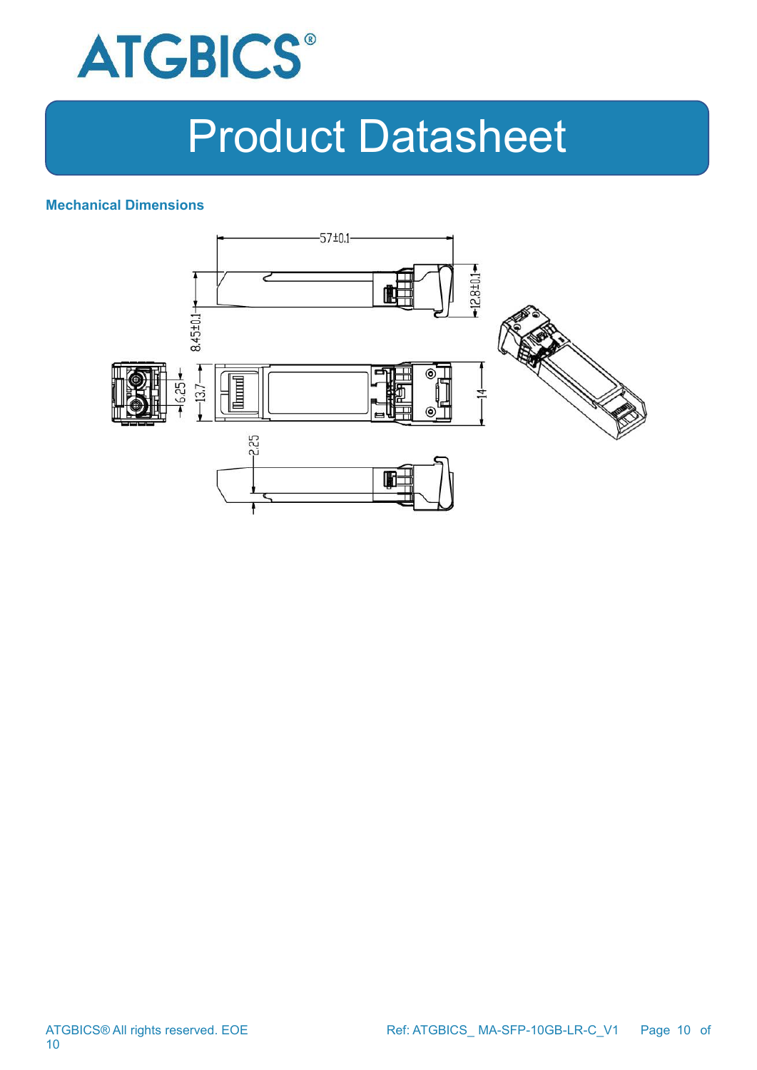**Mechanical Dimensions**

57±0.1

12.8±0.1

8.45±0.1

6.25

13.7

14

2.25